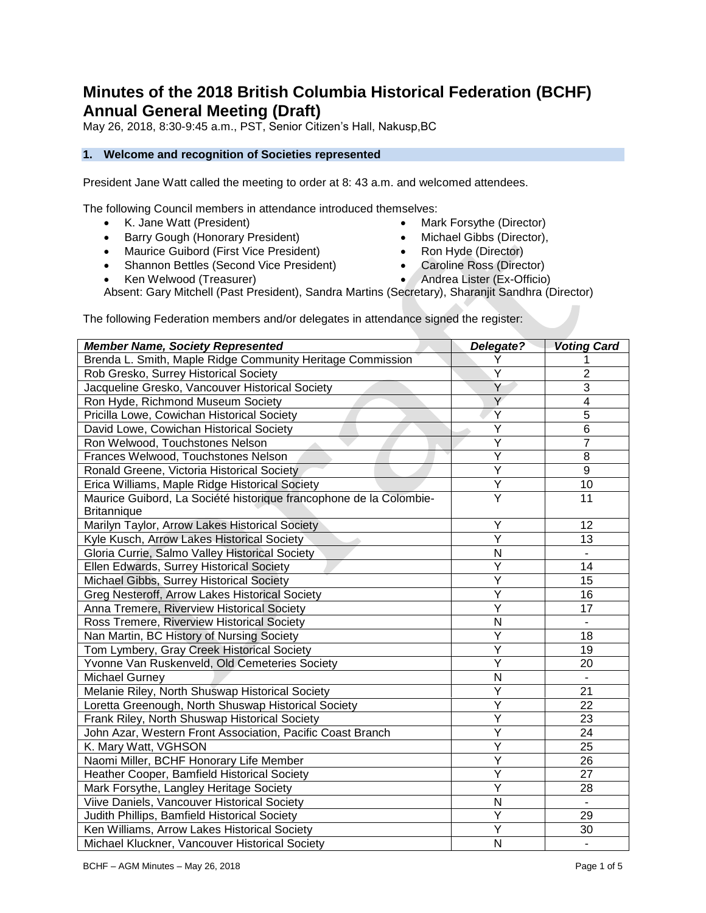# Minutes of the 2018 British Columbia Historical Federation (BCHF) Annual General Meeting (Draft)

May 26, 2018, 8:30-9:45 a.m., PST, Senior Citizen's Hall, Nakusp,BC

## 1. Welcome and recognition of Societies represented

President Jane Watt called the meeting to order at 8: 43 a.m. and welcomed attendees.

The following Council members in attendance introduced themselves:

- K. Jane Watt (President)
- Barry Gough (Honorary President)
- Maurice Guibord (First Vice President)
- Shannon Bettles (Second Vice President)
- Ken Welwood (Treasurer)
- Mark Forsythe (Director)
- Michael Gibbs (Director),
- Ron Hyde (Director)
- Caroline Ross (Director)
- Andrea Lister (Ex-Officio)

Absent: Gary Mitchell (Past President), Sandra Martins (Secretary), Sharanjit Sandhra (Director)

The following Federation members and/or delegates in attendance signed the register:

| *Member Name, Society Represented* | *Delegate?* | *Voting Card* |
|---|---|---|
| Brenda L. Smith, Maple Ridge Community Heritage Commission | Y | 1 |
| Rob Gresko, Surrey Historical Society | Y | 2 |
| Jacqueline Gresko, Vancouver Historical Society | Y | 3 |
| Ron Hyde, Richmond Museum Society | Y | 4 |
| Pricilla Lowe, Cowichan Historical Society | Y | 5 |
| David Lowe, Cowichan Historical Society | Y | 6 |
| Ron Welwood, Touchstones Nelson | Y | 7 |
| Frances Welwood, Touchstones Nelson | Y | 8 |
| Ronald Greene, Victoria Historical Society | Y | 9 |
| Erica Williams, Maple Ridge Historical Society | Y | 10 |
| Maurice Guibord, La Société historique francophone de la Colombie-Britannique | Y | 11 |
| Marilyn Taylor, Arrow Lakes Historical Society | Y | 12 |
| Kyle Kusch, Arrow Lakes Historical Society | Y | 13 |
| Gloria Currie, Salmo Valley Historical Society | N | - |
| Ellen Edwards, Surrey Historical Society | Y | 14 |
| Michael Gibbs, Surrey Historical Society | Y | 15 |
| Greg Nesteroff, Arrow Lakes Historical Society | Y | 16 |
| Anna Tremere, Riverview Historical Society | Y | 17 |
| Ross Tremere, Riverview Historical Society | N | - |
| Nan Martin, BC History of Nursing Society | Y | 18 |
| Tom Lymbery, Gray Creek Historical Society | Y | 19 |
| Yvonne Van Ruskenveld, Old Cemeteries Society | Y | 20 |
| Michael Gurney | N | - |
| Melanie Riley, North Shuswap Historical Society | Y | 21 |
| Loretta Greenough, North Shuswap Historical Society | Y | 22 |
| Frank Riley, North Shuswap Historical Society | Y | 23 |
| John Azar, Western Front Association, Pacific Coast Branch | Y | 24 |
| K. Mary Watt, VGHSON | Y | 25 |
| Naomi Miller, BCHF Honorary Life Member | Y | 26 |
| Heather Cooper, Bamfield Historical Society | Y | 27 |
| Mark Forsythe, Langley Heritage Society | Y | 28 |
| Viive Daniels, Vancouver Historical Society | N | - |
| Judith Phillips, Bamfield Historical Society | Y | 29 |
| Ken Williams, Arrow Lakes Historical Society | Y | 30 |
| Michael Kluckner, Vancouver Historical Society | N | - |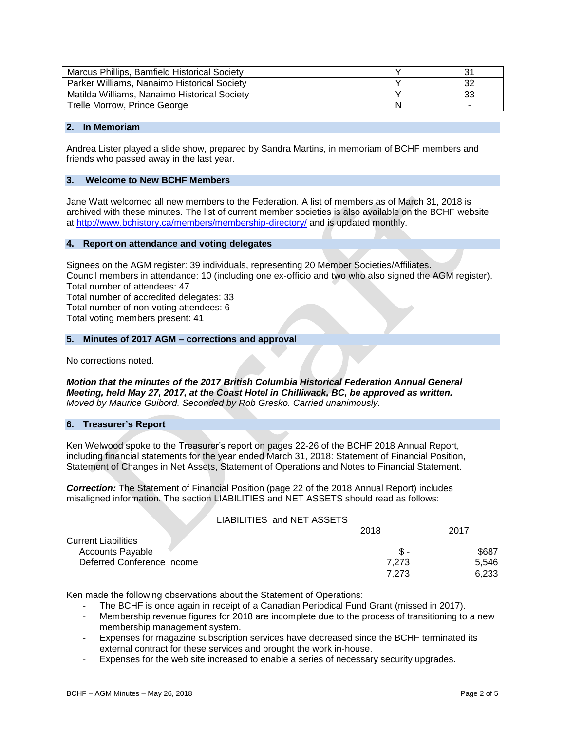| Marcus Phillips, Bamfield Historical Society | Y | 31 |
|---|---|---|
| Parker Williams, Nanaimo Historical Society | Y | 32 |
| Matilda Williams, Nanaimo Historical Society | Y | 33 |
| Trelle Morrow, Prince George | N | - |

## 2. In Memoriam

Andrea Lister played a slide show, prepared by Sandra Martins, in memoriam of BCHF members and friends who passed away in the last year.

## 3. Welcome to New BCHF Members

Jane Watt welcomed all new members to the Federation. A list of members as of March 31, 2018 is archived with these minutes. The list of current member societies is also available on the BCHF website at http://www.bchistory.ca/members/membership-directory/ and is updated monthly.

## 4. Report on attendance and voting delegates

Signees on the AGM register: 39 individuals, representing 20 Member Societies/Affiliates.
Council members in attendance: 10 (including one ex-officio and two who also signed the AGM register).
Total number of attendees: 47
Total number of accredited delegates: 33
Total number of non-voting attendees: 6
Total voting members present: 41

## 5. Minutes of 2017 AGM – corrections and approval

No corrections noted.

***Motion that the minutes of the 2017 British Columbia Historical Federation Annual General Meeting, held May 27, 2017, at the Coast Hotel in Chilliwack, BC, be approved as written.***
*Moved by Maurice Guibord. Seconded by Rob Gresko. Carried unanimously.*

## 6. Treasurer's Report

Ken Welwood spoke to the Treasurer's report on pages 22-26 of the BCHF 2018 Annual Report, including financial statements for the year ended March 31, 2018: Statement of Financial Position, Statement of Changes in Net Assets, Statement of Operations and Notes to Financial Statement.

***Correction:*** The Statement of Financial Position (page 22 of the 2018 Annual Report) includes misaligned information. The section LIABILITIES and NET ASSETS should read as follows:

LIABILITIES and NET ASSETS

| | 2018 | 2017 |
|---|---|---|
| Current Liabilities | | |
| Accounts Payable | $ - | $687 |
| Deferred Conference Income | 7,273 | 5,546 |
| | 7,273 | 6,233 |

Ken made the following observations about the Statement of Operations:

- The BCHF is once again in receipt of a Canadian Periodical Fund Grant (missed in 2017).
- Membership revenue figures for 2018 are incomplete due to the process of transitioning to a new membership management system.
- Expenses for magazine subscription services have decreased since the BCHF terminated its external contract for these services and brought the work in-house.
- Expenses for the web site increased to enable a series of necessary security upgrades.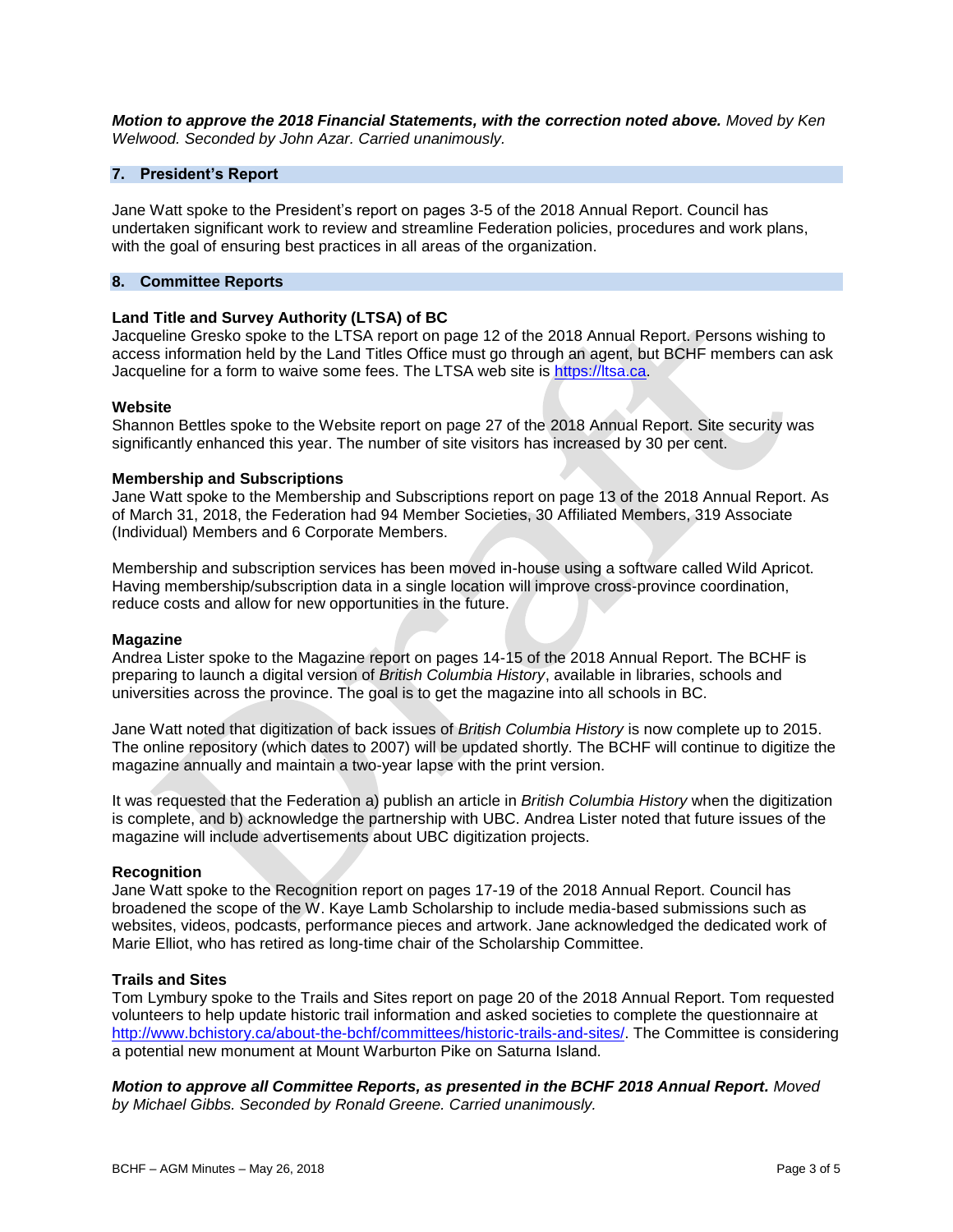***Motion to approve the 2018 Financial Statements, with the correction noted above.*** *Moved by Ken Welwood. Seconded by John Azar. Carried unanimously.*

## 7. President's Report

Jane Watt spoke to the President's report on pages 3-5 of the 2018 Annual Report. Council has undertaken significant work to review and streamline Federation policies, procedures and work plans, with the goal of ensuring best practices in all areas of the organization.

## 8. Committee Reports

### Land Title and Survey Authority (LTSA) of BC

Jacqueline Gresko spoke to the LTSA report on page 12 of the 2018 Annual Report. Persons wishing to access information held by the Land Titles Office must go through an agent, but BCHF members can ask Jacqueline for a form to waive some fees. The LTSA web site is https://ltsa.ca.

### Website

Shannon Bettles spoke to the Website report on page 27 of the 2018 Annual Report. Site security was significantly enhanced this year. The number of site visitors has increased by 30 per cent.

### Membership and Subscriptions

Jane Watt spoke to the Membership and Subscriptions report on page 13 of the 2018 Annual Report. As of March 31, 2018, the Federation had 94 Member Societies, 30 Affiliated Members, 319 Associate (Individual) Members and 6 Corporate Members.

Membership and subscription services has been moved in-house using a software called Wild Apricot. Having membership/subscription data in a single location will improve cross-province coordination, reduce costs and allow for new opportunities in the future.

### Magazine

Andrea Lister spoke to the Magazine report on pages 14-15 of the 2018 Annual Report. The BCHF is preparing to launch a digital version of *British Columbia History*, available in libraries, schools and universities across the province. The goal is to get the magazine into all schools in BC.

Jane Watt noted that digitization of back issues of *British Columbia History* is now complete up to 2015. The online repository (which dates to 2007) will be updated shortly. The BCHF will continue to digitize the magazine annually and maintain a two-year lapse with the print version.

It was requested that the Federation a) publish an article in *British Columbia History* when the digitization is complete, and b) acknowledge the partnership with UBC. Andrea Lister noted that future issues of the magazine will include advertisements about UBC digitization projects.

### Recognition

Jane Watt spoke to the Recognition report on pages 17-19 of the 2018 Annual Report. Council has broadened the scope of the W. Kaye Lamb Scholarship to include media-based submissions such as websites, videos, podcasts, performance pieces and artwork. Jane acknowledged the dedicated work of Marie Elliot, who has retired as long-time chair of the Scholarship Committee.

### Trails and Sites

Tom Lymbury spoke to the Trails and Sites report on page 20 of the 2018 Annual Report. Tom requested volunteers to help update historic trail information and asked societies to complete the questionnaire at http://www.bchistory.ca/about-the-bchf/committees/historic-trails-and-sites/. The Committee is considering a potential new monument at Mount Warburton Pike on Saturna Island.

***Motion to approve all Committee Reports, as presented in the BCHF 2018 Annual Report.*** *Moved by Michael Gibbs. Seconded by Ronald Greene. Carried unanimously.*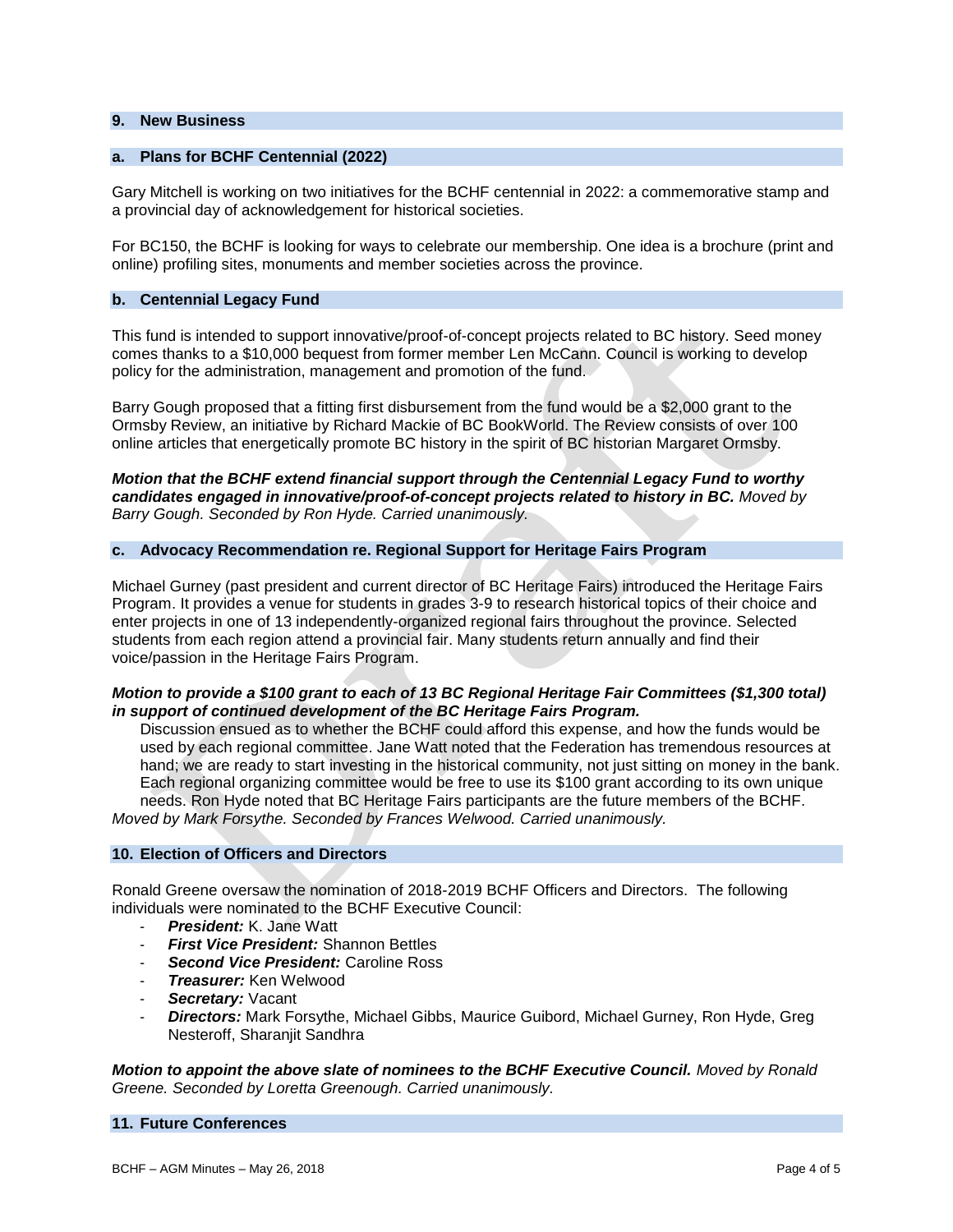## 9. New Business

### a. Plans for BCHF Centennial (2022)

Gary Mitchell is working on two initiatives for the BCHF centennial in 2022: a commemorative stamp and a provincial day of acknowledgement for historical societies.

For BC150, the BCHF is looking for ways to celebrate our membership. One idea is a brochure (print and online) profiling sites, monuments and member societies across the province.

### b. Centennial Legacy Fund

This fund is intended to support innovative/proof-of-concept projects related to BC history. Seed money comes thanks to a $10,000 bequest from former member Len McCann. Council is working to develop policy for the administration, management and promotion of the fund.

Barry Gough proposed that a fitting first disbursement from the fund would be a $2,000 grant to the Ormsby Review, an initiative by Richard Mackie of BC BookWorld. The Review consists of over 100 online articles that energetically promote BC history in the spirit of BC historian Margaret Ormsby.

***Motion that the BCHF extend financial support through the Centennial Legacy Fund to worthy candidates engaged in innovative/proof-of-concept projects related to history in BC.*** *Moved by Barry Gough. Seconded by Ron Hyde. Carried unanimously.*

### c. Advocacy Recommendation re. Regional Support for Heritage Fairs Program

Michael Gurney (past president and current director of BC Heritage Fairs) introduced the Heritage Fairs Program. It provides a venue for students in grades 3-9 to research historical topics of their choice and enter projects in one of 13 independently-organized regional fairs throughout the province. Selected students from each region attend a provincial fair. Many students return annually and find their voice/passion in the Heritage Fairs Program.

***Motion to provide a $100 grant to each of 13 BC Regional Heritage Fair Committees ($1,300 total) in support of continued development of the BC Heritage Fairs Program.***

Discussion ensued as to whether the BCHF could afford this expense, and how the funds would be used by each regional committee. Jane Watt noted that the Federation has tremendous resources at hand; we are ready to start investing in the historical community, not just sitting on money in the bank. Each regional organizing committee would be free to use its $100 grant according to its own unique needs. Ron Hyde noted that BC Heritage Fairs participants are the future members of the BCHF.

*Moved by Mark Forsythe. Seconded by Frances Welwood. Carried unanimously.*

## 10. Election of Officers and Directors

Ronald Greene oversaw the nomination of 2018-2019 BCHF Officers and Directors. The following individuals were nominated to the BCHF Executive Council:

- ***President:*** K. Jane Watt
- ***First Vice President:*** Shannon Bettles
- ***Second Vice President:*** Caroline Ross
- ***Treasurer:*** Ken Welwood
- ***Secretary:*** Vacant
- ***Directors:*** Mark Forsythe, Michael Gibbs, Maurice Guibord, Michael Gurney, Ron Hyde, Greg Nesteroff, Sharanjit Sandhra

***Motion to appoint the above slate of nominees to the BCHF Executive Council.*** *Moved by Ronald Greene. Seconded by Loretta Greenough. Carried unanimously.*

## 11. Future Conferences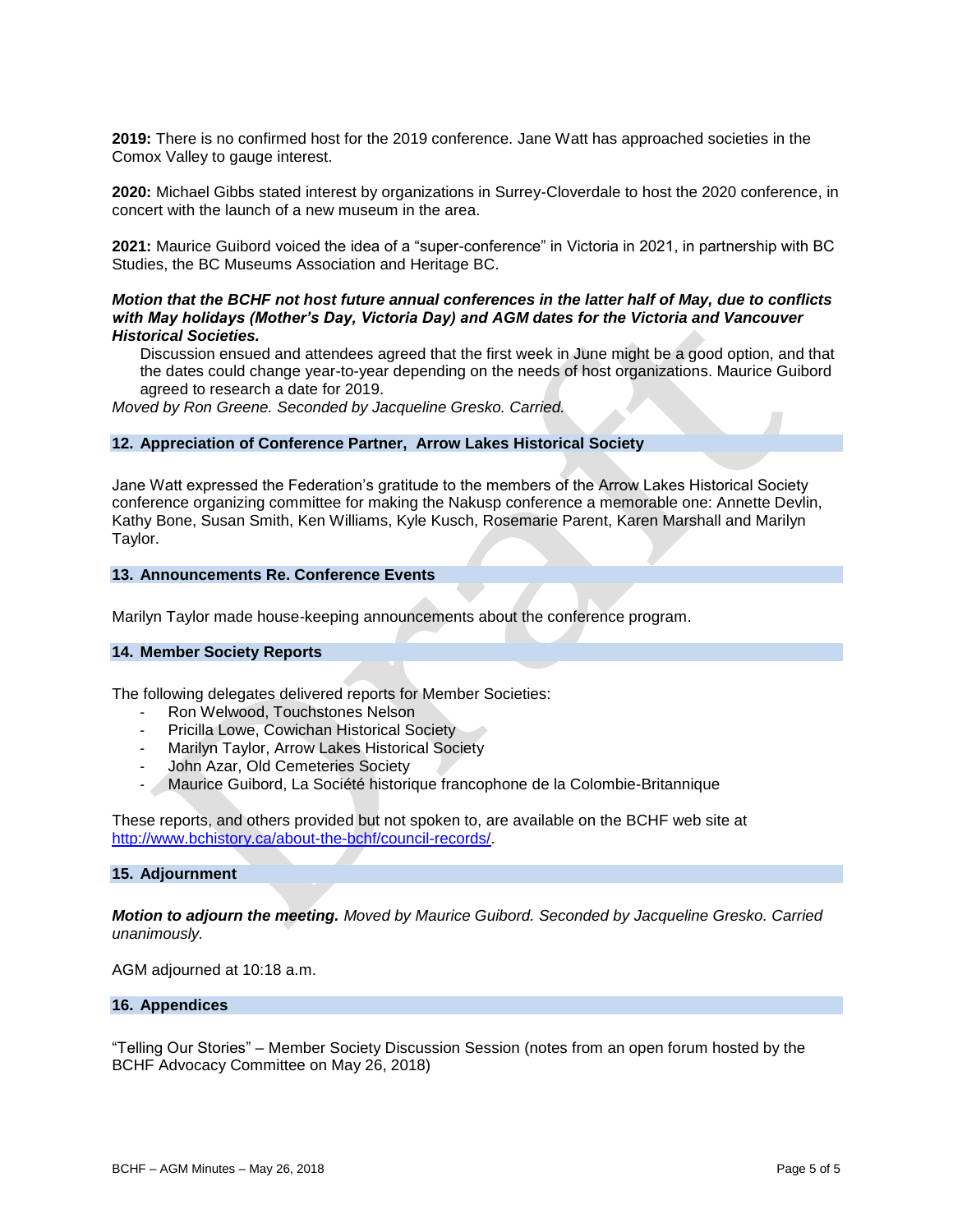**2019:** There is no confirmed host for the 2019 conference. Jane Watt has approached societies in the Comox Valley to gauge interest.

**2020:** Michael Gibbs stated interest by organizations in Surrey-Cloverdale to host the 2020 conference, in concert with the launch of a new museum in the area.

**2021:** Maurice Guibord voiced the idea of a "super-conference" in Victoria in 2021, in partnership with BC Studies, the BC Museums Association and Heritage BC.

***Motion that the BCHF not host future annual conferences in the latter half of May, due to conflicts with May holidays (Mother's Day, Victoria Day) and AGM dates for the Victoria and Vancouver Historical Societies.***

Discussion ensued and attendees agreed that the first week in June might be a good option, and that the dates could change year-to-year depending on the needs of host organizations. Maurice Guibord agreed to research a date for 2019.

*Moved by Ron Greene. Seconded by Jacqueline Gresko. Carried.*

## 12. Appreciation of Conference Partner, Arrow Lakes Historical Society

Jane Watt expressed the Federation's gratitude to the members of the Arrow Lakes Historical Society conference organizing committee for making the Nakusp conference a memorable one: Annette Devlin, Kathy Bone, Susan Smith, Ken Williams, Kyle Kusch, Rosemarie Parent, Karen Marshall and Marilyn Taylor.

## 13. Announcements Re. Conference Events

Marilyn Taylor made house-keeping announcements about the conference program.

## 14. Member Society Reports

The following delegates delivered reports for Member Societies:

- Ron Welwood, Touchstones Nelson
- Pricilla Lowe, Cowichan Historical Society
- Marilyn Taylor, Arrow Lakes Historical Society
- John Azar, Old Cemeteries Society
- Maurice Guibord, La Société historique francophone de la Colombie-Britannique

These reports, and others provided but not spoken to, are available on the BCHF web site at http://www.bchistory.ca/about-the-bchf/council-records/.

## 15. Adjournment

***Motion to adjourn the meeting.*** *Moved by Maurice Guibord. Seconded by Jacqueline Gresko. Carried unanimously.*

AGM adjourned at 10:18 a.m.

## 16. Appendices

"Telling Our Stories" – Member Society Discussion Session (notes from an open forum hosted by the BCHF Advocacy Committee on May 26, 2018)